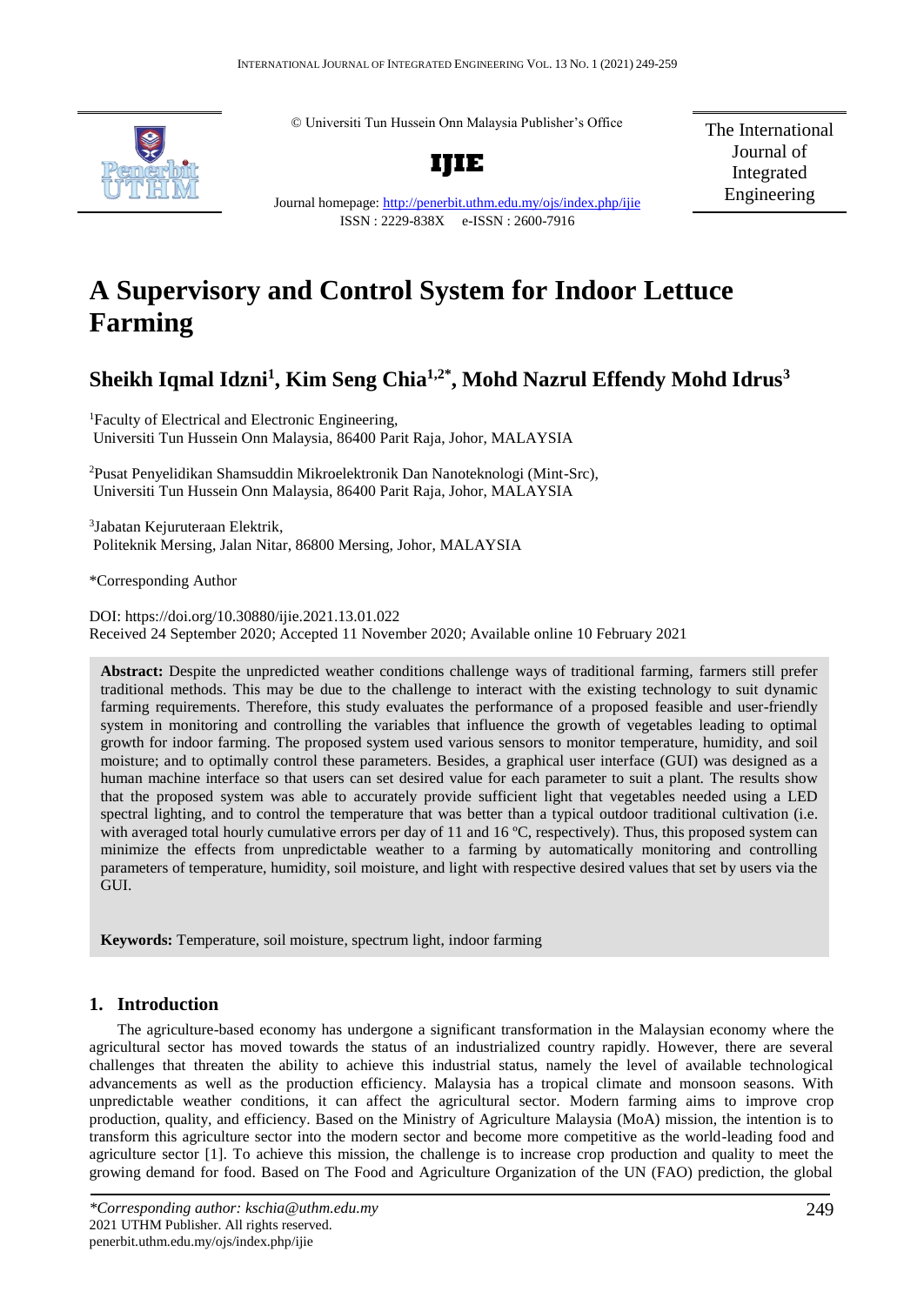© Universiti Tun Hussein Onn Malaysia Publisher's Office

**IJIE**

Journal homepage: http://penerbit.uthm.edu.my/ojs/index.php/ijie

ISSN : 2229-838X e-ISSN : 2600-7916

The International Journal of Integrated Engineering

# A Supervisory and Control System for Indoor Lettuce Farming

## Sheikh Iqmal Idzni[1], Kim Seng Chia[1,2*], Mohd Nazrul Effendy Mohd Idrus[3]

[1]Faculty of Electrical and Electronic Engineering, Universiti Tun Hussein Onn Malaysia, 86400 Parit Raja, Johor, MALAYSIA

[2]Pusat Penyelidikan Shamsuddin Mikroelektronik Dan Nanoteknologi (Mint-Src), Universiti Tun Hussein Onn Malaysia, 86400 Parit Raja, Johor, MALAYSIA

[3]Jabatan Kejuruteraan Elektrik, Politeknik Mersing, Jalan Nitar, 86800 Mersing, Johor, MALAYSIA

*Corresponding Author

DOI: https://doi.org/10.30880/ijie.2021.13.01.022

Received 24 September 2020; Accepted 11 November 2020; Available online 10 February 2021

**Abstract:** Despite the unpredicted weather conditions challenge ways of traditional farming, farmers still prefer traditional methods. This may be due to the challenge to interact with the existing technology to suit dynamic farming requirements. Therefore, this study evaluates the performance of a proposed feasible and user-friendly system in monitoring and controlling the variables that influence the growth of vegetables leading to optimal growth for indoor farming. The proposed system used various sensors to monitor temperature, humidity, and soil moisture; and to optimally control these parameters. Besides, a graphical user interface (GUI) was designed as a human machine interface so that users can set desired value for each parameter to suit a plant. The results show that the proposed system was able to accurately provide sufficient light that vegetables needed using a LED spectral lighting, and to control the temperature that was better than a typical outdoor traditional cultivation (i.e. with averaged total hourly cumulative errors per day of 11 and 16 °C, respectively). Thus, this proposed system can minimize the effects from unpredictable weather to a farming by automatically monitoring and controlling parameters of temperature, humidity, soil moisture, and light with respective desired values that set by users via the GUI.

**Keywords:** Temperature, soil moisture, spectrum light, indoor farming

## 1. Introduction

The agriculture-based economy has undergone a significant transformation in the Malaysian economy where the agricultural sector has moved towards the status of an industrialized country rapidly. However, there are several challenges that threaten the ability to achieve this industrial status, namely the level of available technological advancements as well as the production efficiency. Malaysia has a tropical climate and monsoon seasons. With unpredictable weather conditions, it can affect the agricultural sector. Modern farming aims to improve crop production, quality, and efficiency. Based on the Ministry of Agriculture Malaysia (MoA) mission, the intention is to transform this agriculture sector into the modern sector and become more competitive as the world-leading food and agriculture sector [1]. To achieve this mission, the challenge is to increase crop production and quality to meet the growing demand for food. Based on The Food and Agriculture Organization of the UN (FAO) prediction, the global

*\*Corresponding author: kschia@uthm.edu.my*
2021 UTHM Publisher. All rights reserved.
penerbit.uthm.edu.my/ojs/index.php/ijie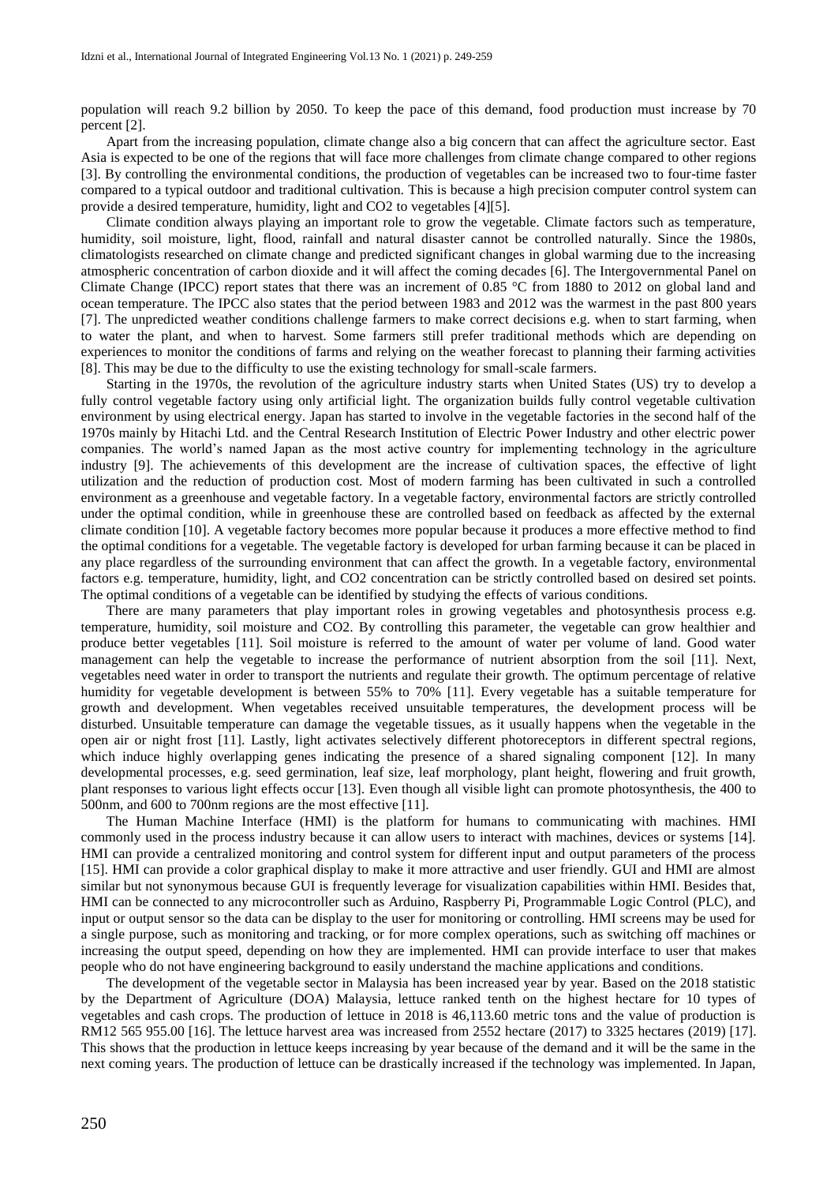population will reach 9.2 billion by 2050. To keep the pace of this demand, food production must increase by 70 percent [2].

Apart from the increasing population, climate change also a big concern that can affect the agriculture sector. East Asia is expected to be one of the regions that will face more challenges from climate change compared to other regions [3]. By controlling the environmental conditions, the production of vegetables can be increased two to four-time faster compared to a typical outdoor and traditional cultivation. This is because a high precision computer control system can provide a desired temperature, humidity, light and CO2 to vegetables [4][5].

Climate condition always playing an important role to grow the vegetable. Climate factors such as temperature, humidity, soil moisture, light, flood, rainfall and natural disaster cannot be controlled naturally. Since the 1980s, climatologists researched on climate change and predicted significant changes in global warming due to the increasing atmospheric concentration of carbon dioxide and it will affect the coming decades [6]. The Intergovernmental Panel on Climate Change (IPCC) report states that there was an increment of 0.85 °C from 1880 to 2012 on global land and ocean temperature. The IPCC also states that the period between 1983 and 2012 was the warmest in the past 800 years [7]. The unpredicted weather conditions challenge farmers to make correct decisions e.g. when to start farming, when to water the plant, and when to harvest. Some farmers still prefer traditional methods which are depending on experiences to monitor the conditions of farms and relying on the weather forecast to planning their farming activities [8]. This may be due to the difficulty to use the existing technology for small-scale farmers.

Starting in the 1970s, the revolution of the agriculture industry starts when United States (US) try to develop a fully control vegetable factory using only artificial light. The organization builds fully control vegetable cultivation environment by using electrical energy. Japan has started to involve in the vegetable factories in the second half of the 1970s mainly by Hitachi Ltd. and the Central Research Institution of Electric Power Industry and other electric power companies. The world's named Japan as the most active country for implementing technology in the agriculture industry [9]. The achievements of this development are the increase of cultivation spaces, the effective of light utilization and the reduction of production cost. Most of modern farming has been cultivated in such a controlled environment as a greenhouse and vegetable factory. In a vegetable factory, environmental factors are strictly controlled under the optimal condition, while in greenhouse these are controlled based on feedback as affected by the external climate condition [10]. A vegetable factory becomes more popular because it produces a more effective method to find the optimal conditions for a vegetable. The vegetable factory is developed for urban farming because it can be placed in any place regardless of the surrounding environment that can affect the growth. In a vegetable factory, environmental factors e.g. temperature, humidity, light, and CO2 concentration can be strictly controlled based on desired set points. The optimal conditions of a vegetable can be identified by studying the effects of various conditions.

There are many parameters that play important roles in growing vegetables and photosynthesis process e.g. temperature, humidity, soil moisture and CO2. By controlling this parameter, the vegetable can grow healthier and produce better vegetables [11]. Soil moisture is referred to the amount of water per volume of land. Good water management can help the vegetable to increase the performance of nutrient absorption from the soil [11]. Next, vegetables need water in order to transport the nutrients and regulate their growth. The optimum percentage of relative humidity for vegetable development is between 55% to 70% [11]. Every vegetable has a suitable temperature for growth and development. When vegetables received unsuitable temperatures, the development process will be disturbed. Unsuitable temperature can damage the vegetable tissues, as it usually happens when the vegetable in the open air or night frost [11]. Lastly, light activates selectively different photoreceptors in different spectral regions, which induce highly overlapping genes indicating the presence of a shared signaling component [12]. In many developmental processes, e.g. seed germination, leaf size, leaf morphology, plant height, flowering and fruit growth, plant responses to various light effects occur [13]. Even though all visible light can promote photosynthesis, the 400 to 500nm, and 600 to 700nm regions are the most effective [11].

The Human Machine Interface (HMI) is the platform for humans to communicating with machines. HMI commonly used in the process industry because it can allow users to interact with machines, devices or systems [14]. HMI can provide a centralized monitoring and control system for different input and output parameters of the process [15]. HMI can provide a color graphical display to make it more attractive and user friendly. GUI and HMI are almost similar but not synonymous because GUI is frequently leverage for visualization capabilities within HMI. Besides that, HMI can be connected to any microcontroller such as Arduino, Raspberry Pi, Programmable Logic Control (PLC), and input or output sensor so the data can be display to the user for monitoring or controlling. HMI screens may be used for a single purpose, such as monitoring and tracking, or for more complex operations, such as switching off machines or increasing the output speed, depending on how they are implemented. HMI can provide interface to user that makes people who do not have engineering background to easily understand the machine applications and conditions.

The development of the vegetable sector in Malaysia has been increased year by year. Based on the 2018 statistic by the Department of Agriculture (DOA) Malaysia, lettuce ranked tenth on the highest hectare for 10 types of vegetables and cash crops. The production of lettuce in 2018 is 46,113.60 metric tons and the value of production is RM12 565 955.00 [16]. The lettuce harvest area was increased from 2552 hectare (2017) to 3325 hectares (2019) [17]. This shows that the production in lettuce keeps increasing by year because of the demand and it will be the same in the next coming years. The production of lettuce can be drastically increased if the technology was implemented. In Japan,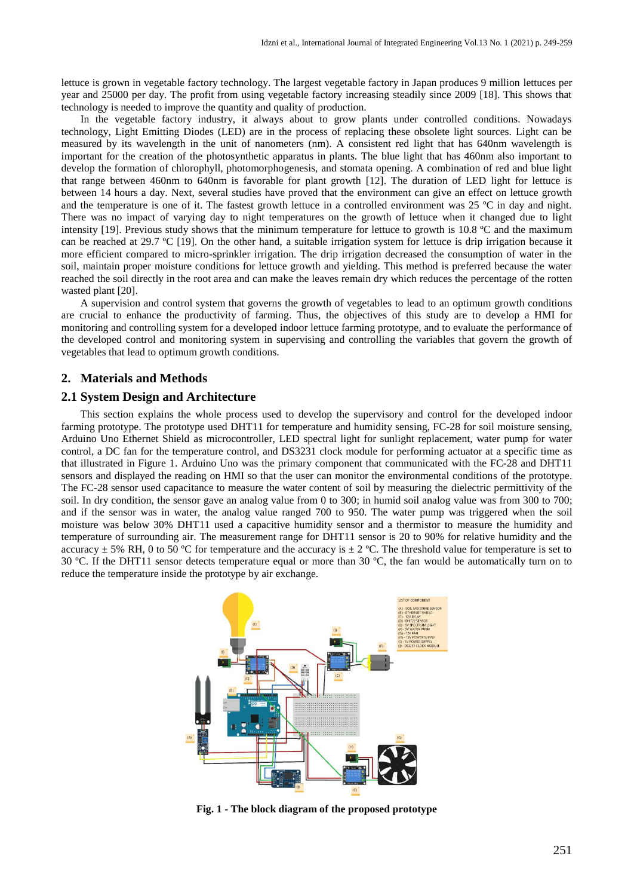lettuce is grown in vegetable factory technology. The largest vegetable factory in Japan produces 9 million lettuces per year and 25000 per day. The profit from using vegetable factory increasing steadily since 2009 [18]. This shows that technology is needed to improve the quantity and quality of production.

In the vegetable factory industry, it always about to grow plants under controlled conditions. Nowadays technology, Light Emitting Diodes (LED) are in the process of replacing these obsolete light sources. Light can be measured by its wavelength in the unit of nanometers (nm). A consistent red light that has 640nm wavelength is important for the creation of the photosynthetic apparatus in plants. The blue light that has 460nm also important to develop the formation of chlorophyll, photomorphogenesis, and stomata opening. A combination of red and blue light that range between 460nm to 640nm is favorable for plant growth [12]. The duration of LED light for lettuce is between 14 hours a day. Next, several studies have proved that the environment can give an effect on lettuce growth and the temperature is one of it. The fastest growth lettuce in a controlled environment was 25 ºC in day and night. There was no impact of varying day to night temperatures on the growth of lettuce when it changed due to light intensity [19]. Previous study shows that the minimum temperature for lettuce to growth is 10.8 ºC and the maximum can be reached at 29.7 ºC [19]. On the other hand, a suitable irrigation system for lettuce is drip irrigation because it more efficient compared to micro-sprinkler irrigation. The drip irrigation decreased the consumption of water in the soil, maintain proper moisture conditions for lettuce growth and yielding. This method is preferred because the water reached the soil directly in the root area and can make the leaves remain dry which reduces the percentage of the rotten wasted plant [20].

A supervision and control system that governs the growth of vegetables to lead to an optimum growth conditions are crucial to enhance the productivity of farming. Thus, the objectives of this study are to develop a HMI for monitoring and controlling system for a developed indoor lettuce farming prototype, and to evaluate the performance of the developed control and monitoring system in supervising and controlling the variables that govern the growth of vegetables that lead to optimum growth conditions.

## 2. Materials and Methods

### 2.1 System Design and Architecture

This section explains the whole process used to develop the supervisory and control for the developed indoor farming prototype. The prototype used DHT11 for temperature and humidity sensing, FC-28 for soil moisture sensing, Arduino Uno Ethernet Shield as microcontroller, LED spectral light for sunlight replacement, water pump for water control, a DC fan for the temperature control, and DS3231 clock module for performing actuator at a specific time as that illustrated in Figure 1. Arduino Uno was the primary component that communicated with the FC-28 and DHT11 sensors and displayed the reading on HMI so that the user can monitor the environmental conditions of the prototype. The FC-28 sensor used capacitance to measure the water content of soil by measuring the dielectric permittivity of the soil. In dry condition, the sensor gave an analog value from 0 to 300; in humid soil analog value was from 300 to 700; and if the sensor was in water, the analog value ranged 700 to 950. The water pump was triggered when the soil moisture was below 30% DHT11 used a capacitive humidity sensor and a thermistor to measure the humidity and temperature of surrounding air. The measurement range for DHT11 sensor is 20 to 90% for relative humidity and the accuracy ± 5% RH, 0 to 50 ºC for temperature and the accuracy is ± 2 ºC. The threshold value for temperature is set to 30 ºC. If the DHT11 sensor detects temperature equal or more than 30 ºC, the fan would be automatically turn on to reduce the temperature inside the prototype by air exchange.

**Fig. 1 - The block diagram of the proposed prototype**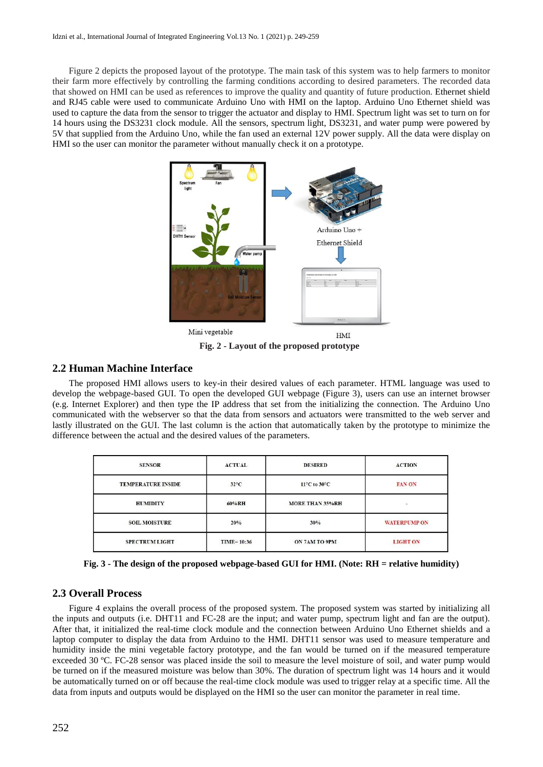Figure 2 depicts the proposed layout of the prototype. The main task of this system was to help farmers to monitor their farm more effectively by controlling the farming conditions according to desired parameters. The recorded data that showed on HMI can be used as references to improve the quality and quantity of future production. Ethernet shield and RJ45 cable were used to communicate Arduino Uno with HMI on the laptop. Arduino Uno Ethernet shield was used to capture the data from the sensor to trigger the actuator and display to HMI. Spectrum light was set to turn on for 14 hours using the DS3231 clock module. All the sensors, spectrum light, DS3231, and water pump were powered by 5V that supplied from the Arduino Uno, while the fan used an external 12V power supply. All the data were display on HMI so the user can monitor the parameter without manually check it on a prototype.

**Fig. 2 - Layout of the proposed prototype**

## 2.2 Human Machine Interface

The proposed HMI allows users to key-in their desired values of each parameter. HTML language was used to develop the webpage-based GUI. To open the developed GUI webpage (Figure 3), users can use an internet browser (e.g. Internet Explorer) and then type the IP address that set from the initializing the connection. The Arduino Uno communicated with the webserver so that the data from sensors and actuators were transmitted to the web server and lastly illustrated on the GUI. The last column is the action that automatically taken by the prototype to minimize the difference between the actual and the desired values of the parameters.

| SENSOR | ACTUAL | DESIRED | ACTION |
|---|---|---|---|
| TEMPERATURE INSIDE | 32°C | 11°C to 30°C | FAN ON |
| HUMIDITY | 60%RH | MORE THAN 35%RH | - |
| SOIL MOISTURE | 20% | 30% | WATERPUMP ON |
| SPECTRUM LIGHT | TIME= 10:36 | ON 7AM TO 9PM | LIGHT ON |

**Fig. 3 - The design of the proposed webpage-based GUI for HMI. (Note: RH = relative humidity)**

## 2.3 Overall Process

Figure 4 explains the overall process of the proposed system. The proposed system was started by initializing all the inputs and outputs (i.e. DHT11 and FC-28 are the input; and water pump, spectrum light and fan are the output). After that, it initialized the real-time clock module and the connection between Arduino Uno Ethernet shields and a laptop computer to display the data from Arduino to the HMI. DHT11 sensor was used to measure temperature and humidity inside the mini vegetable factory prototype, and the fan would be turned on if the measured temperature exceeded 30 ºC. FC-28 sensor was placed inside the soil to measure the level moisture of soil, and water pump would be turned on if the measured moisture was below than 30%. The duration of spectrum light was 14 hours and it would be automatically turned on or off because the real-time clock module was used to trigger relay at a specific time. All the data from inputs and outputs would be displayed on the HMI so the user can monitor the parameter in real time.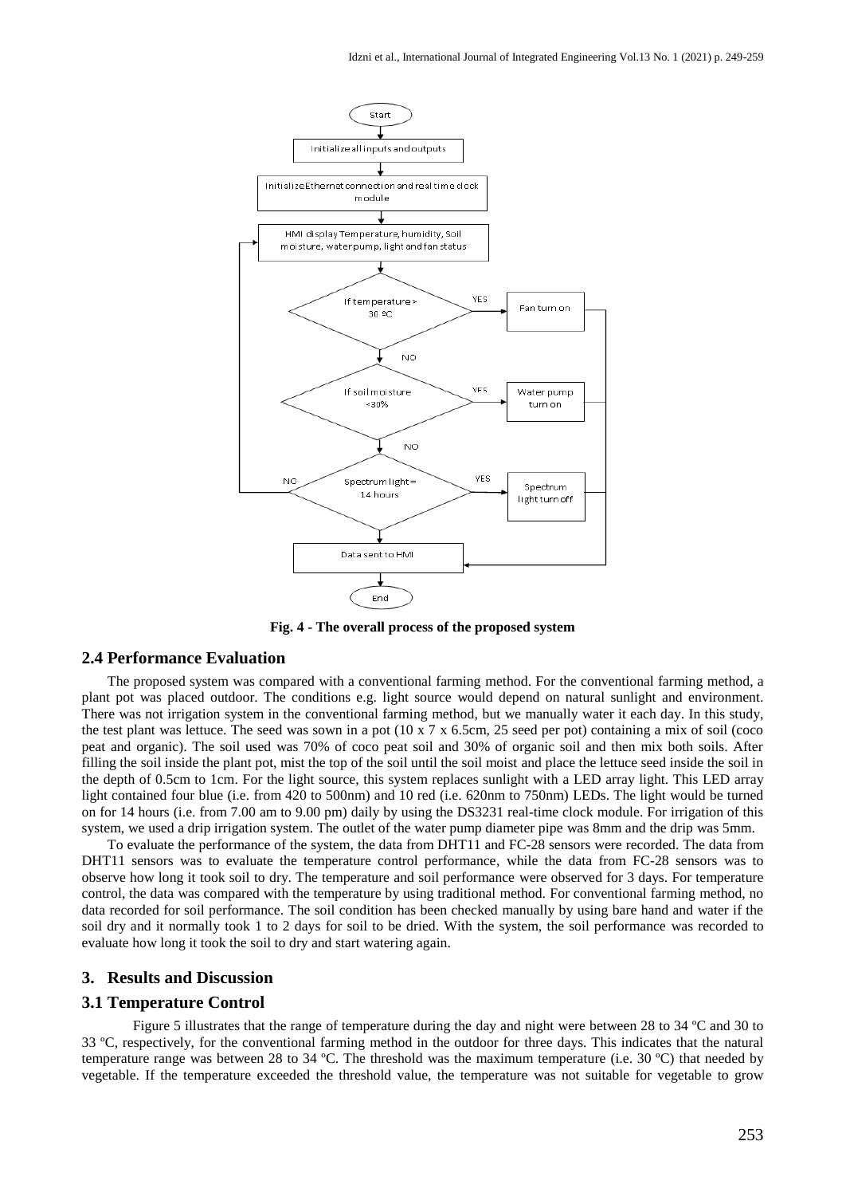**Fig. 4 - The overall process of the proposed system**

## 2.4 Performance Evaluation

The proposed system was compared with a conventional farming method. For the conventional farming method, a plant pot was placed outdoor. The conditions e.g. light source would depend on natural sunlight and environment. There was not irrigation system in the conventional farming method, but we manually water it each day. In this study, the test plant was lettuce. The seed was sown in a pot (10 x 7 x 6.5cm, 25 seed per pot) containing a mix of soil (coco peat and organic). The soil used was 70% of coco peat soil and 30% of organic soil and then mix both soils. After filling the soil inside the plant pot, mist the top of the soil until the soil moist and place the lettuce seed inside the soil in the depth of 0.5cm to 1cm. For the light source, this system replaces sunlight with a LED array light. This LED array light contained four blue (i.e. from 420 to 500nm) and 10 red (i.e. 620nm to 750nm) LEDs. The light would be turned on for 14 hours (i.e. from 7.00 am to 9.00 pm) daily by using the DS3231 real-time clock module. For irrigation of this system, we used a drip irrigation system. The outlet of the water pump diameter pipe was 8mm and the drip was 5mm.

To evaluate the performance of the system, the data from DHT11 and FC-28 sensors were recorded. The data from DHT11 sensors was to evaluate the temperature control performance, while the data from FC-28 sensors was to observe how long it took soil to dry. The temperature and soil performance were observed for 3 days. For temperature control, the data was compared with the temperature by using traditional method. For conventional farming method, no data recorded for soil performance. The soil condition has been checked manually by using bare hand and water if the soil dry and it normally took 1 to 2 days for soil to be dried. With the system, the soil performance was recorded to evaluate how long it took the soil to dry and start watering again.

## 3. Results and Discussion

### 3.1 Temperature Control

Figure 5 illustrates that the range of temperature during the day and night were between 28 to 34 ºC and 30 to 33 ºC, respectively, for the conventional farming method in the outdoor for three days. This indicates that the natural temperature range was between 28 to 34 ºC. The threshold was the maximum temperature (i.e. 30 ºC) that needed by vegetable. If the temperature exceeded the threshold value, the temperature was not suitable for vegetable to grow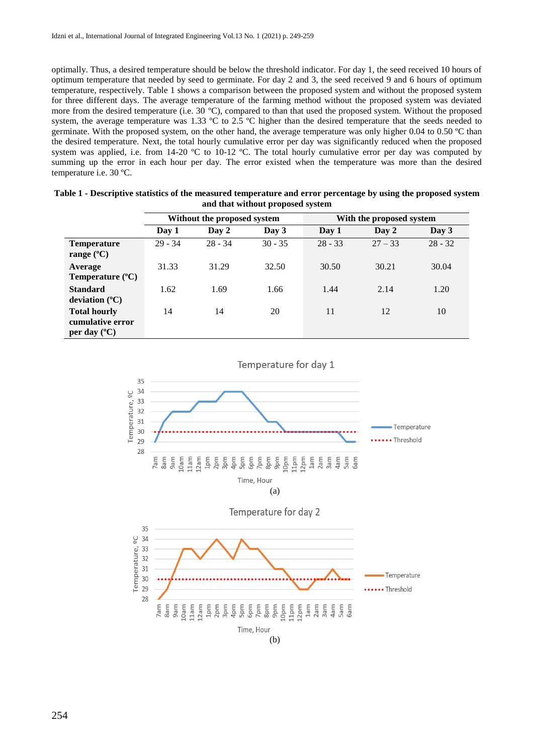optimally. Thus, a desired temperature should be below the threshold indicator. For day 1, the seed received 10 hours of optimum temperature that needed by seed to germinate. For day 2 and 3, the seed received 9 and 6 hours of optimum temperature, respectively. Table 1 shows a comparison between the proposed system and without the proposed system for three different days. The average temperature of the farming method without the proposed system was deviated more from the desired temperature (i.e. 30 ºC), compared to than that used the proposed system. Without the proposed system, the average temperature was 1.33 ºC to 2.5 ºC higher than the desired temperature that the seeds needed to germinate. With the proposed system, on the other hand, the average temperature was only higher 0.04 to 0.50 ºC than the desired temperature. Next, the total hourly cumulative error per day was significantly reduced when the proposed system was applied, i.e. from 14-20 ºC to 10-12 ºC. The total hourly cumulative error per day was computed by summing up the error in each hour per day. The error existed when the temperature was more than the desired temperature i.e. 30 ºC.

**Table 1 - Descriptive statistics of the measured temperature and error percentage by using the proposed system and that without proposed system**

| | Without the proposed system | | | With the proposed system | | |
|---|---|---|---|---|---|---|
| | Day 1 | Day 2 | Day 3 | Day 1 | Day 2 | Day 3 |
| **Temperature range (ºC)** | 29 - 34 | 28 - 34 | 30 - 35 | 28 - 33 | 27 – 33 | 28 - 32 |
| **Average Temperature (ºC)** | 31.33 | 31.29 | 32.50 | 30.50 | 30.21 | 30.04 |
| **Standard deviation (ºC)** | 1.62 | 1.69 | 1.66 | 1.44 | 2.14 | 1.20 |
| **Total hourly cumulative error per day (ºC)** | 14 | 14 | 20 | 11 | 12 | 10 |

(a)

(b)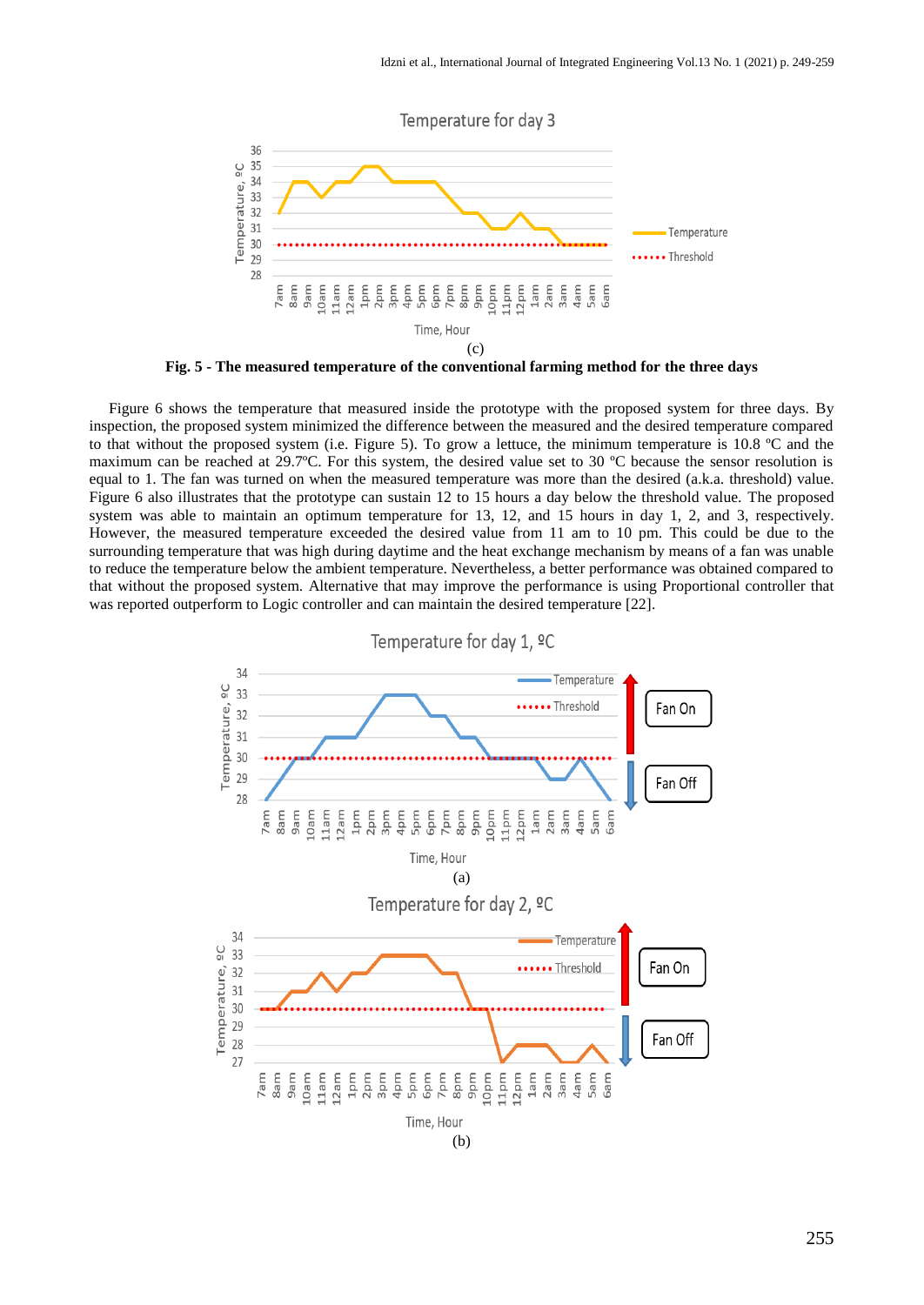(c)

**Fig. 5 - The measured temperature of the conventional farming method for the three days**

Figure 6 shows the temperature that measured inside the prototype with the proposed system for three days. By inspection, the proposed system minimized the difference between the measured and the desired temperature compared to that without the proposed system (i.e. Figure 5). To grow a lettuce, the minimum temperature is 10.8 ºC and the maximum can be reached at 29.7ºC. For this system, the desired value set to 30 ºC because the sensor resolution is equal to 1. The fan was turned on when the measured temperature was more than the desired (a.k.a. threshold) value. Figure 6 also illustrates that the prototype can sustain 12 to 15 hours a day below the threshold value. The proposed system was able to maintain an optimum temperature for 13, 12, and 15 hours in day 1, 2, and 3, respectively. However, the measured temperature exceeded the desired value from 11 am to 10 pm. This could be due to the surrounding temperature that was high during daytime and the heat exchange mechanism by means of a fan was unable to reduce the temperature below the ambient temperature. Nevertheless, a better performance was obtained compared to that without the proposed system. Alternative that may improve the performance is using Proportional controller that was reported outperform to Logic controller and can maintain the desired temperature [22].

(a)

(b)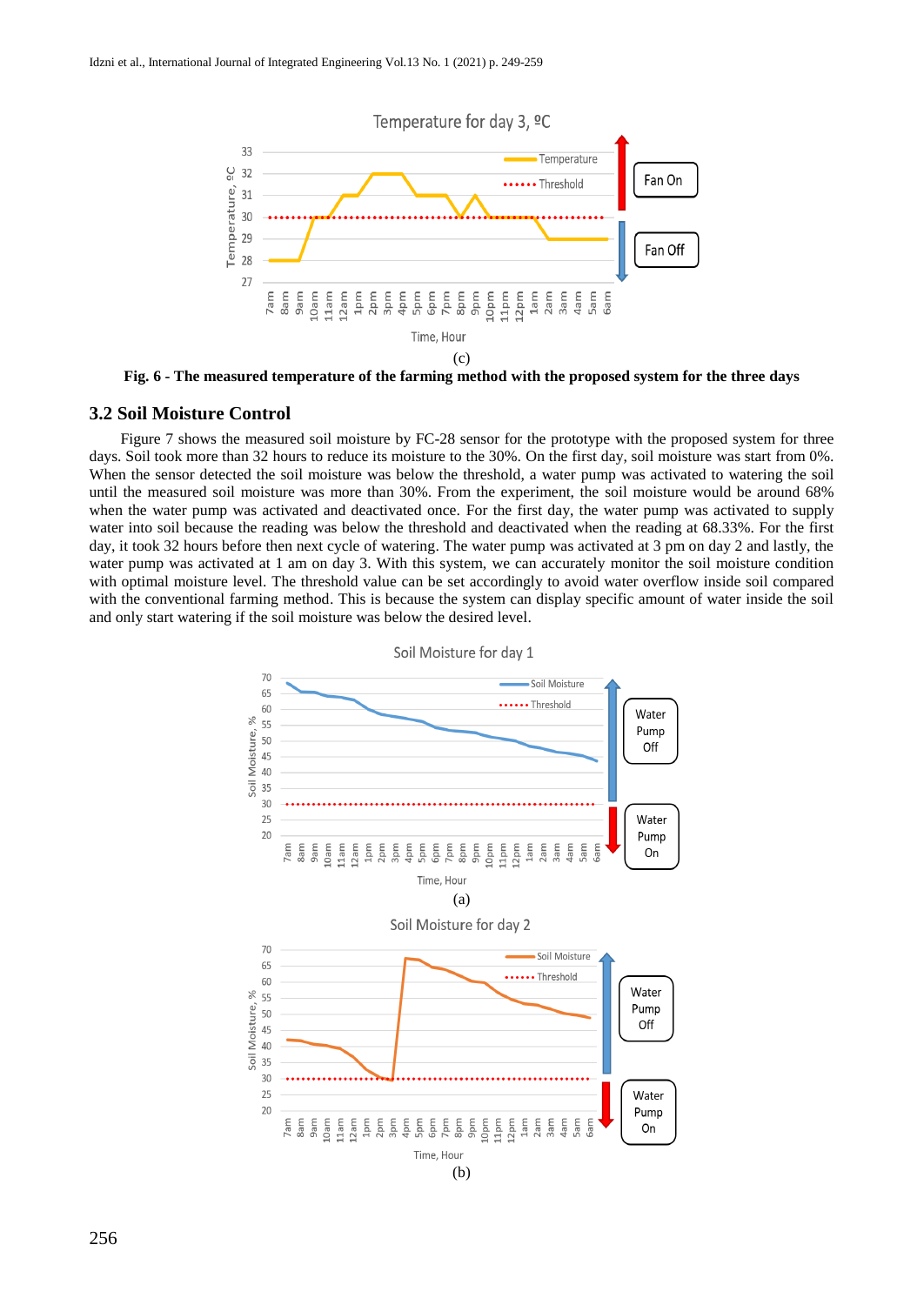(c)

**Fig. 6 - The measured temperature of the farming method with the proposed system for the three days**

### 3.2 Soil Moisture Control

Figure 7 shows the measured soil moisture by FC-28 sensor for the prototype with the proposed system for three days. Soil took more than 32 hours to reduce its moisture to the 30%. On the first day, soil moisture was start from 0%. When the sensor detected the soil moisture was below the threshold, a water pump was activated to watering the soil until the measured soil moisture was more than 30%. From the experiment, the soil moisture would be around 68% when the water pump was activated and deactivated once. For the first day, the water pump was activated to supply water into soil because the reading was below the threshold and deactivated when the reading at 68.33%. For the first day, it took 32 hours before then next cycle of watering. The water pump was activated at 3 pm on day 2 and lastly, the water pump was activated at 1 am on day 3. With this system, we can accurately monitor the soil moisture condition with optimal moisture level. The threshold value can be set accordingly to avoid water overflow inside soil compared with the conventional farming method. This is because the system can display specific amount of water inside the soil and only start watering if the soil moisture was below the desired level.

(a)

(b)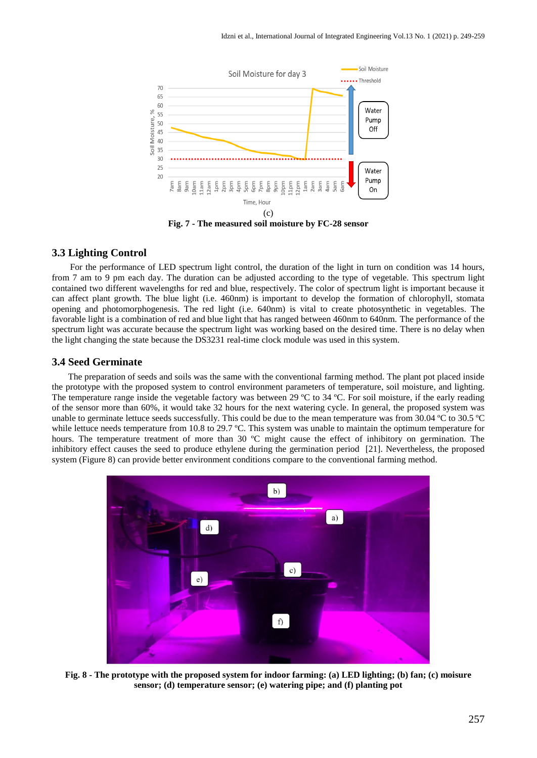(c)

**Fig. 7 - The measured soil moisture by FC-28 sensor**

### 3.3 Lighting Control

For the performance of LED spectrum light control, the duration of the light in turn on condition was 14 hours, from 7 am to 9 pm each day. The duration can be adjusted according to the type of vegetable. This spectrum light contained two different wavelengths for red and blue, respectively. The color of spectrum light is important because it can affect plant growth. The blue light (i.e. 460nm) is important to develop the formation of chlorophyll, stomata opening and photomorphogenesis. The red light (i.e. 640nm) is vital to create photosynthetic in vegetables. The favorable light is a combination of red and blue light that has ranged between 460nm to 640nm. The performance of the spectrum light was accurate because the spectrum light was working based on the desired time. There is no delay when the light changing the state because the DS3231 real-time clock module was used in this system.

### 3.4 Seed Germinate

The preparation of seeds and soils was the same with the conventional farming method. The plant pot placed inside the prototype with the proposed system to control environment parameters of temperature, soil moisture, and lighting. The temperature range inside the vegetable factory was between 29 ºC to 34 ºC. For soil moisture, if the early reading of the sensor more than 60%, it would take 32 hours for the next watering cycle. In general, the proposed system was unable to germinate lettuce seeds successfully. This could be due to the mean temperature was from 30.04 ºC to 30.5 ºC while lettuce needs temperature from 10.8 to 29.7 ºC. This system was unable to maintain the optimum temperature for hours. The temperature treatment of more than 30 ºC might cause the effect of inhibitory on germination. The inhibitory effect causes the seed to produce ethylene during the germination period [21]. Nevertheless, the proposed system (Figure 8) can provide better environment conditions compare to the conventional farming method.

**Fig. 8 - The prototype with the proposed system for indoor farming: (a) LED lighting; (b) fan; (c) moisure sensor; (d) temperature sensor; (e) watering pipe; and (f) planting pot**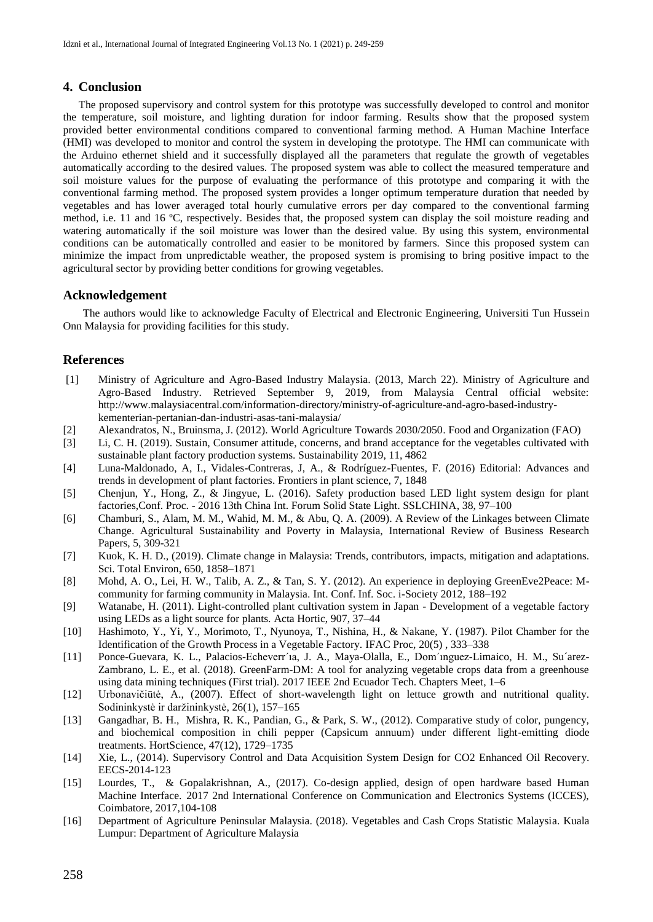## 4. Conclusion

The proposed supervisory and control system for this prototype was successfully developed to control and monitor the temperature, soil moisture, and lighting duration for indoor farming. Results show that the proposed system provided better environmental conditions compared to conventional farming method. A Human Machine Interface (HMI) was developed to monitor and control the system in developing the prototype. The HMI can communicate with the Arduino ethernet shield and it successfully displayed all the parameters that regulate the growth of vegetables automatically according to the desired values. The proposed system was able to collect the measured temperature and soil moisture values for the purpose of evaluating the performance of this prototype and comparing it with the conventional farming method. The proposed system provides a longer optimum temperature duration that needed by vegetables and has lower averaged total hourly cumulative errors per day compared to the conventional farming method, i.e. 11 and 16 ºC, respectively. Besides that, the proposed system can display the soil moisture reading and watering automatically if the soil moisture was lower than the desired value. By using this system, environmental conditions can be automatically controlled and easier to be monitored by farmers. Since this proposed system can minimize the impact from unpredictable weather, the proposed system is promising to bring positive impact to the agricultural sector by providing better conditions for growing vegetables.

## Acknowledgement

The authors would like to acknowledge Faculty of Electrical and Electronic Engineering, Universiti Tun Hussein Onn Malaysia for providing facilities for this study.

## References

[1] Ministry of Agriculture and Agro-Based Industry Malaysia. (2013, March 22). Ministry of Agriculture and Agro-Based Industry. Retrieved September 9, 2019, from Malaysia Central official website: http://www.malaysiacentral.com/information-directory/ministry-of-agriculture-and-agro-based-industry-kementerian-pertanian-dan-industri-asas-tani-malaysia/

[2] Alexandratos, N., Bruinsma, J. (2012). World Agriculture Towards 2030/2050. Food and Organization (FAO)

[3] Li, C. H. (2019). Sustain, Consumer attitude, concerns, and brand acceptance for the vegetables cultivated with sustainable plant factory production systems. Sustainability 2019, 11, 4862

[4] Luna-Maldonado, A, I., Vidales-Contreras, J, A., & Rodríguez-Fuentes, F. (2016) Editorial: Advances and trends in development of plant factories. Frontiers in plant science, 7, 1848

[5] Chenjun, Y., Hong, Z., & Jingyue, L. (2016). Safety production based LED light system design for plant factories,Conf. Proc. - 2016 13th China Int. Forum Solid State Light. SSLCHINA, 38, 97–100

[6] Chamburi, S., Alam, M. M., Wahid, M. M., & Abu, Q. A. (2009). A Review of the Linkages between Climate Change. Agricultural Sustainability and Poverty in Malaysia, International Review of Business Research Papers, 5, 309-321

[7] Kuok, K. H. D., (2019). Climate change in Malaysia: Trends, contributors, impacts, mitigation and adaptations. Sci. Total Environ, 650, 1858–1871

[8] Mohd, A. O., Lei, H. W., Talib, A. Z., & Tan, S. Y. (2012). An experience in deploying GreenEve2Peace: M-community for farming community in Malaysia. Int. Conf. Inf. Soc. i-Society 2012, 188–192

[9] Watanabe, H. (2011). Light-controlled plant cultivation system in Japan - Development of a vegetable factory using LEDs as a light source for plants. Acta Hortic, 907, 37–44

[10] Hashimoto, Y., Yi, Y., Morimoto, T., Nyunoya, T., Nishina, H., & Nakane, Y. (1987). Pilot Chamber for the Identification of the Growth Process in a Vegetable Factory. IFAC Proc, 20(5) , 333–338

[11] Ponce-Guevara, K. L., Palacios-Echeverr´ıa, J. A., Maya-Olalla, E., Dom´ınguez-Limaico, H. M., Su´arez-Zambrano, L. E., et al. (2018). GreenFarm-DM: A tool for analyzing vegetable crops data from a greenhouse using data mining techniques (First trial). 2017 IEEE 2nd Ecuador Tech. Chapters Meet, 1–6

[12] Urbonavičiūtė, A., (2007). Effect of short-wavelength light on lettuce growth and nutritional quality. Sodininkystė ir daržininkystė, 26(1), 157–165

[13] Gangadhar, B. H., Mishra, R. K., Pandian, G., & Park, S. W., (2012). Comparative study of color, pungency, and biochemical composition in chili pepper (Capsicum annuum) under different light-emitting diode treatments. HortScience, 47(12), 1729–1735

[14] Xie, L., (2014). Supervisory Control and Data Acquisition System Design for CO2 Enhanced Oil Recovery. EECS-2014-123

[15] Lourdes, T., & Gopalakrishnan, A., (2017). Co-design applied, design of open hardware based Human Machine Interface. 2017 2nd International Conference on Communication and Electronics Systems (ICCES), Coimbatore, 2017,104-108

[16] Department of Agriculture Peninsular Malaysia. (2018). Vegetables and Cash Crops Statistic Malaysia. Kuala Lumpur: Department of Agriculture Malaysia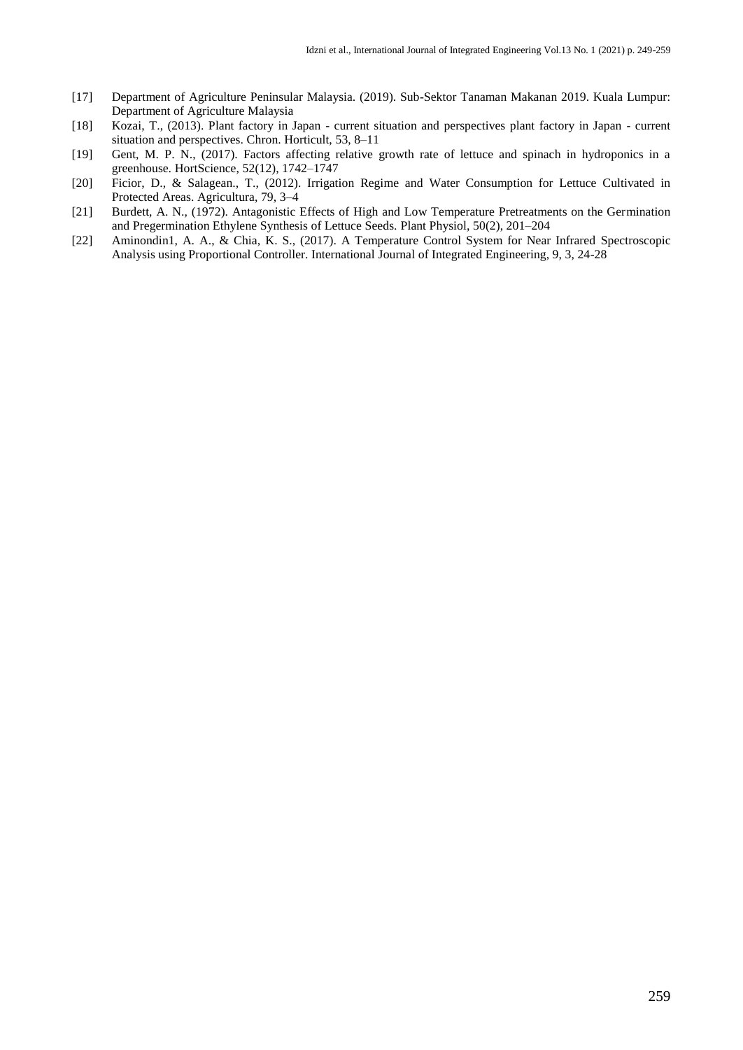[17] Department of Agriculture Peninsular Malaysia. (2019). Sub-Sektor Tanaman Makanan 2019. Kuala Lumpur: Department of Agriculture Malaysia

[18] Kozai, T., (2013). Plant factory in Japan - current situation and perspectives plant factory in Japan - current situation and perspectives. Chron. Horticult, 53, 8–11

[19] Gent, M. P. N., (2017). Factors affecting relative growth rate of lettuce and spinach in hydroponics in a greenhouse. HortScience, 52(12), 1742–1747

[20] Ficior, D., & Salagean., T., (2012). Irrigation Regime and Water Consumption for Lettuce Cultivated in Protected Areas. Agricultura, 79, 3–4

[21] Burdett, A. N., (1972). Antagonistic Effects of High and Low Temperature Pretreatments on the Germination and Pregermination Ethylene Synthesis of Lettuce Seeds. Plant Physiol, 50(2), 201–204

[22] Aminondin1, A. A., & Chia, K. S., (2017). A Temperature Control System for Near Infrared Spectroscopic Analysis using Proportional Controller. International Journal of Integrated Engineering, 9, 3, 24-28